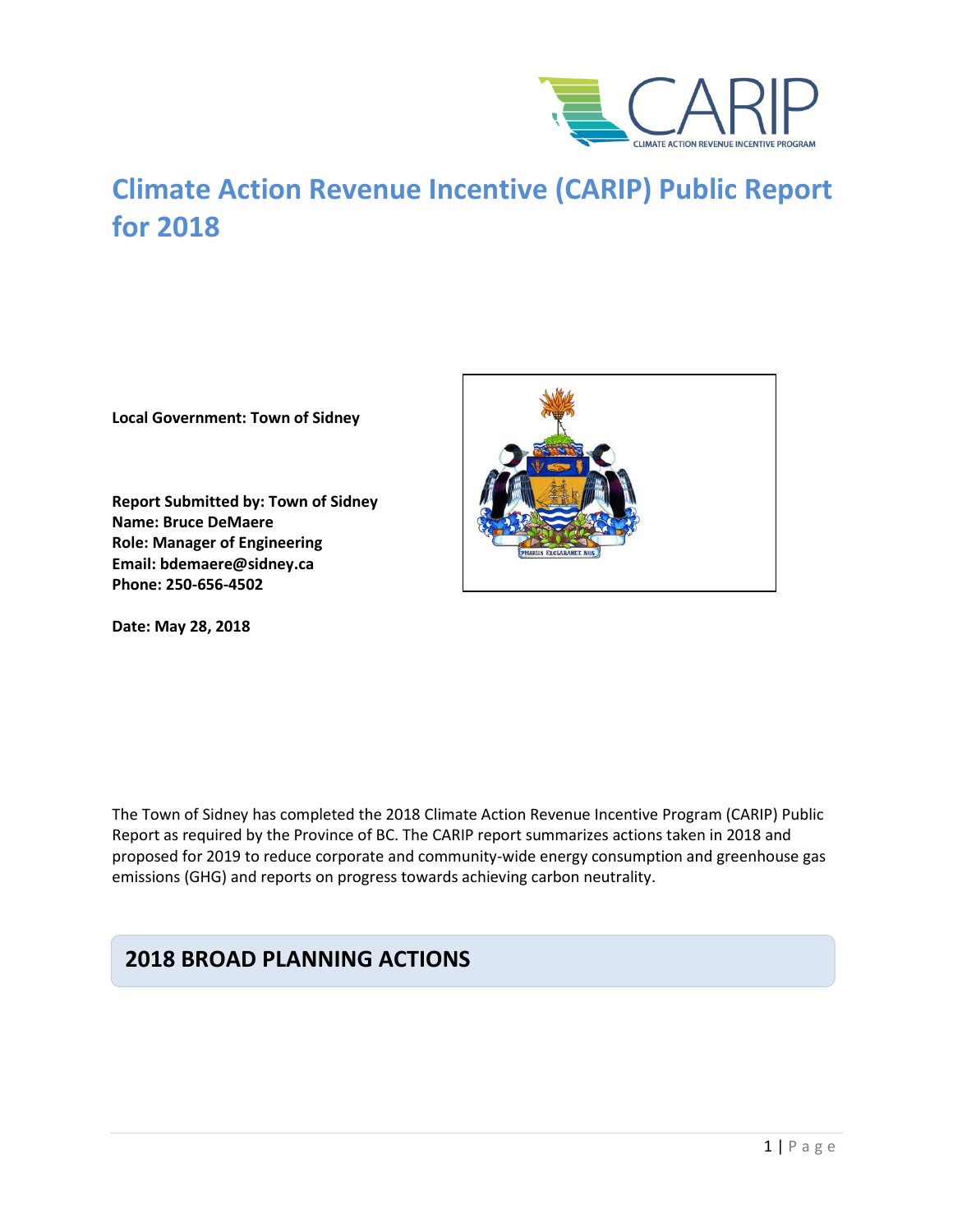# Climate Action Revenue Incentive (CARIP) Public Report for 2018

**Local Government: Town of Sidney**

**Report Submitted by: Town of Sidney**
**Name: Bruce DeMaere**
**Role: Manager of Engineering**
**Email: bdemaere@sidney.ca**
**Phone: 250-656-4502**

**Date: May 28, 2018**

The Town of Sidney has completed the 2018 Climate Action Revenue Incentive Program (CARIP) Public Report as required by the Province of BC. The CARIP report summarizes actions taken in 2018 and proposed for 2019 to reduce corporate and community-wide energy consumption and greenhouse gas emissions (GHG) and reports on progress towards achieving carbon neutrality.

## 2018 BROAD PLANNING ACTIONS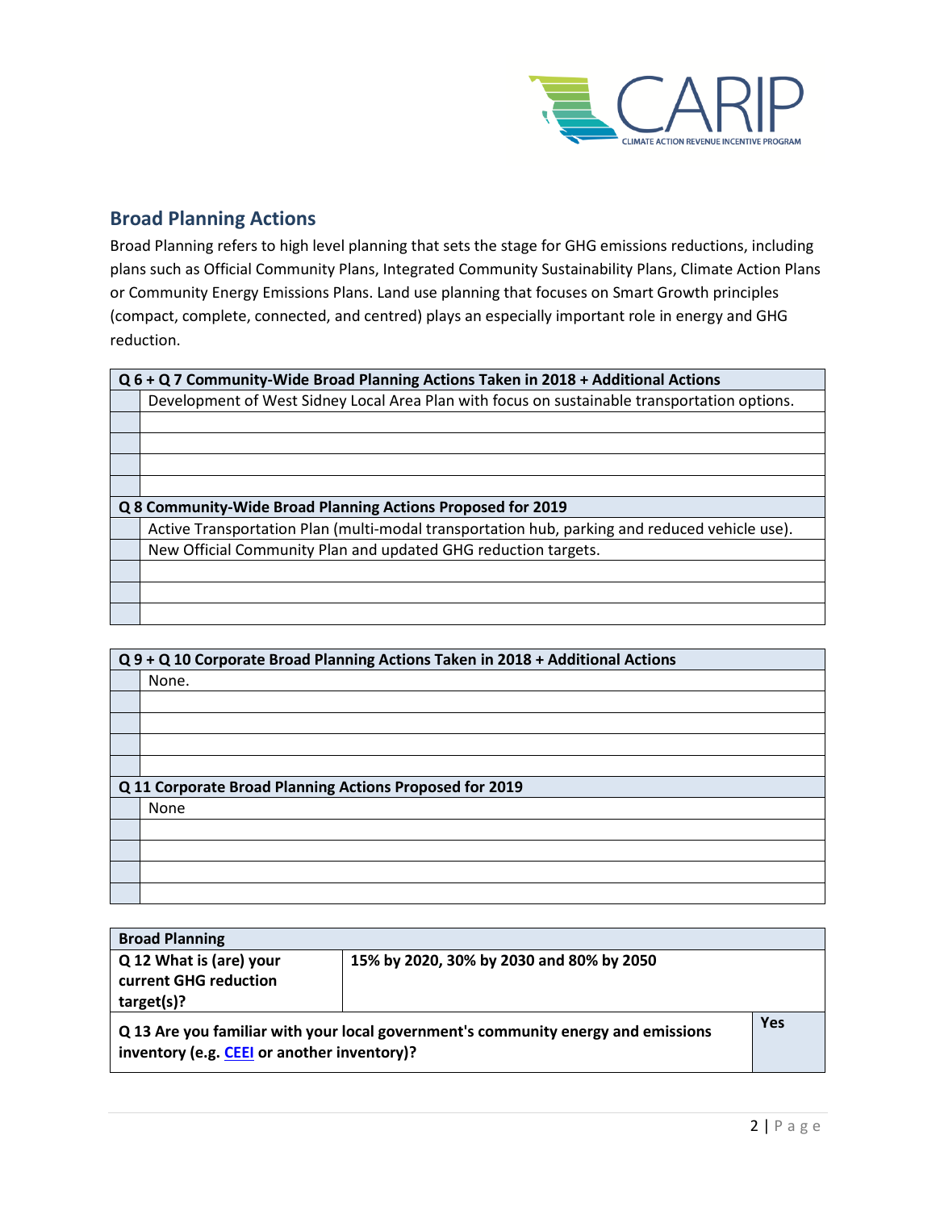## Broad Planning Actions

Broad Planning refers to high level planning that sets the stage for GHG emissions reductions, including plans such as Official Community Plans, Integrated Community Sustainability Plans, Climate Action Plans or Community Energy Emissions Plans. Land use planning that focuses on Smart Growth principles (compact, complete, connected, and centred) plays an especially important role in energy and GHG reduction.

| **Q 6 + Q 7 Community-Wide Broad Planning Actions Taken in 2018 + Additional Actions** | |
|---|---|
| | Development of West Sidney Local Area Plan with focus on sustainable transportation options. |
| | |
| | |
| | |
| | |
| **Q 8 Community-Wide Broad Planning Actions Proposed for 2019** | |
| | Active Transportation Plan (multi-modal transportation hub, parking and reduced vehicle use). |
| | New Official Community Plan and updated GHG reduction targets. |
| | |
| | |
| | |

| **Q 9 + Q 10 Corporate Broad Planning Actions Taken in 2018 + Additional Actions** | |
|---|---|
| | None. |
| | |
| | |
| | |
| | |
| **Q 11 Corporate Broad Planning Actions Proposed for 2019** | |
| | None |
| | |
| | |
| | |
| | |

| **Broad Planning** | | |
|---|---|---|
| **Q 12 What is (are) your current GHG reduction target(s)?** | **15% by 2020, 30% by 2030 and 80% by 2050** | |
| **Q 13 Are you familiar with your local government's community energy and emissions inventory (e.g. CEEI or another inventory)?** | | **Yes** |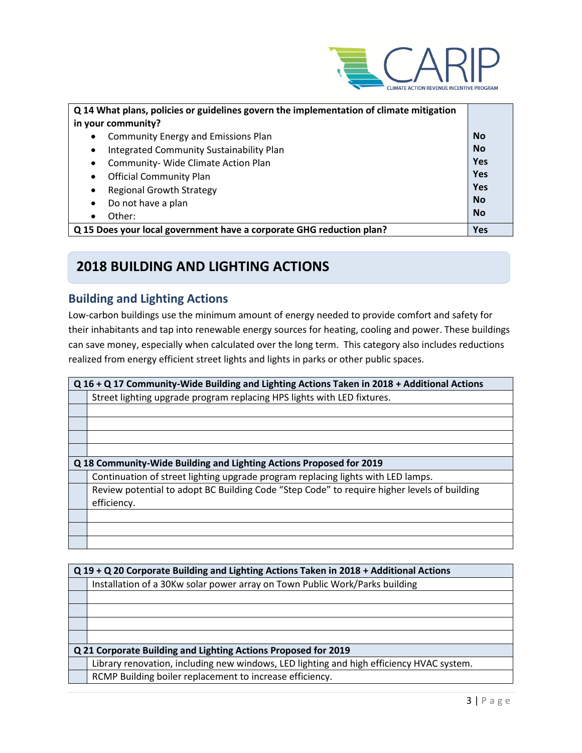| Q 14 What plans, policies or guidelines govern the implementation of climate mitigation in your community? | |
|---|---|
| • Community Energy and Emissions Plan | **No** |
| • Integrated Community Sustainability Plan | **No** |
| • Community- Wide Climate Action Plan | **Yes** |
| • Official Community Plan | **Yes** |
| • Regional Growth Strategy | **Yes** |
| • Do not have a plan | **No** |
| • Other: | **No** |
| **Q 15 Does your local government have a corporate GHG reduction plan?** | **Yes** |

## 2018 BUILDING AND LIGHTING ACTIONS

### Building and Lighting Actions

Low-carbon buildings use the minimum amount of energy needed to provide comfort and safety for their inhabitants and tap into renewable energy sources for heating, cooling and power. These buildings can save money, especially when calculated over the long term. This category also includes reductions realized from energy efficient street lights and lights in parks or other public spaces.

| | **Q 16 + Q 17 Community-Wide Building and Lighting Actions Taken in 2018 + Additional Actions** |
|---|---|
| | Street lighting upgrade program replacing HPS lights with LED fixtures. |
| | |
| | |
| | |
| | |
| | **Q 18 Community-Wide Building and Lighting Actions Proposed for 2019** |
| | Continuation of street lighting upgrade program replacing lights with LED lamps. |
| | Review potential to adopt BC Building Code "Step Code" to require higher levels of building efficiency. |
| | |
| | |
| | |

| | **Q 19 + Q 20 Corporate Building and Lighting Actions Taken in 2018 + Additional Actions** |
|---|---|
| | Installation of a 30Kw solar power array on Town Public Work/Parks building |
| | |
| | |
| | |
| | |
| | **Q 21 Corporate Building and Lighting Actions Proposed for 2019** |
| | Library renovation, including new windows, LED lighting and high efficiency HVAC system. |
| | RCMP Building boiler replacement to increase efficiency. |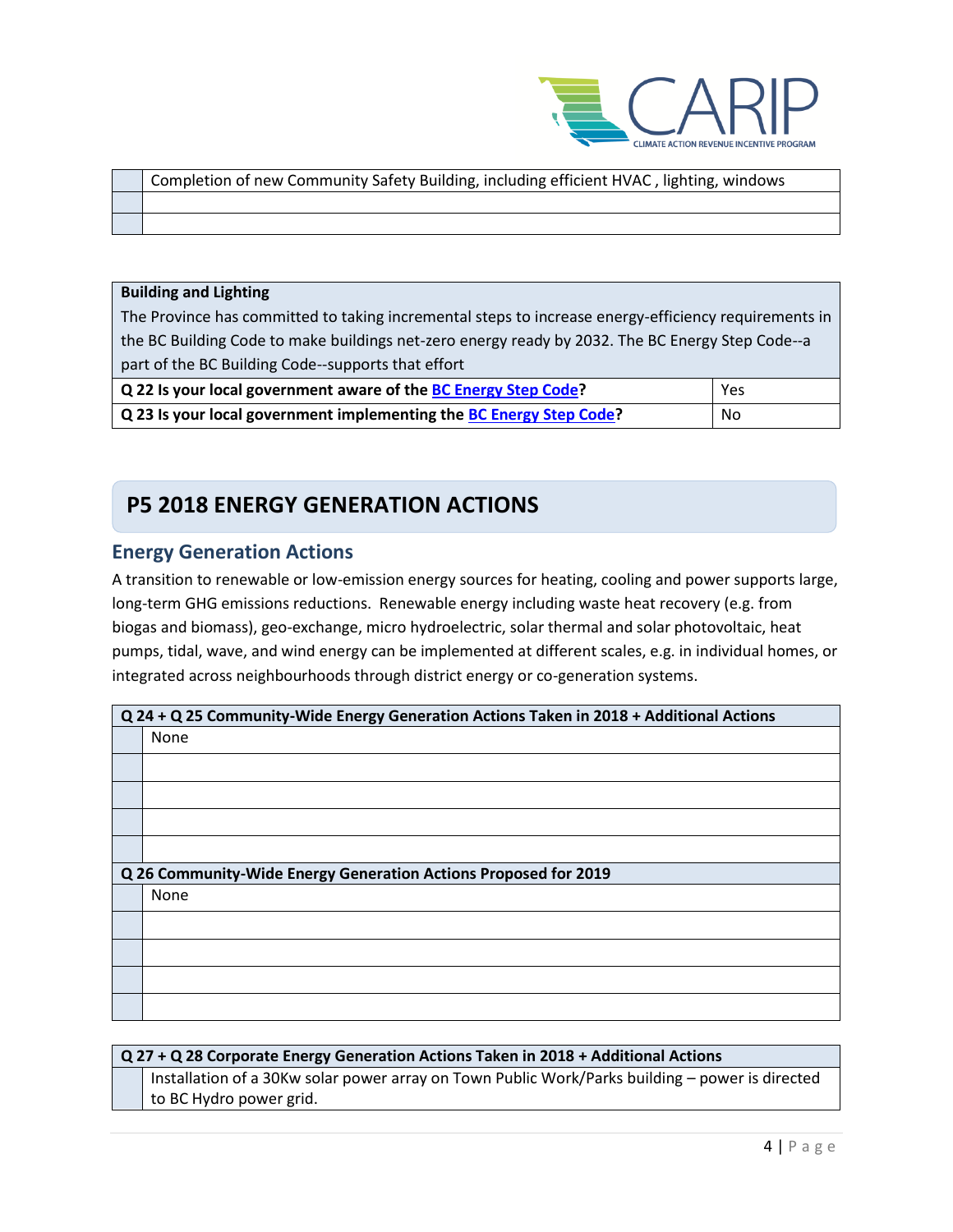| | |
|---|---|
| | Completion of new Community Safety Building, including efficient HVAC , lighting, windows |
| | |
| | |

| **Building and Lighting**<br>The Province has committed to taking incremental steps to increase energy-efficiency requirements in the BC Building Code to make buildings net-zero energy ready by 2032. The BC Energy Step Code--a part of the BC Building Code--supports that effort | |
|---|---|
| **Q 22 Is your local government aware of the BC Energy Step Code?** | Yes |
| **Q 23 Is your local government implementing the BC Energy Step Code?** | No |

# P5 2018 ENERGY GENERATION ACTIONS

## Energy Generation Actions

A transition to renewable or low-emission energy sources for heating, cooling and power supports large, long-term GHG emissions reductions. Renewable energy including waste heat recovery (e.g. from biogas and biomass), geo-exchange, micro hydroelectric, solar thermal and solar photovoltaic, heat pumps, tidal, wave, and wind energy can be implemented at different scales, e.g. in individual homes, or integrated across neighbourhoods through district energy or co-generation systems.

| **Q 24 + Q 25 Community-Wide Energy Generation Actions Taken in 2018 + Additional Actions** | |
|---|---|
| | None |
| | |
| | |
| | |
| | |
| **Q 26 Community-Wide Energy Generation Actions Proposed for 2019** | |
| | None |
| | |
| | |
| | |
| | |

| **Q 27 + Q 28 Corporate Energy Generation Actions Taken in 2018 + Additional Actions** | |
|---|---|
| | Installation of a 30Kw solar power array on Town Public Work/Parks building – power is directed to BC Hydro power grid. |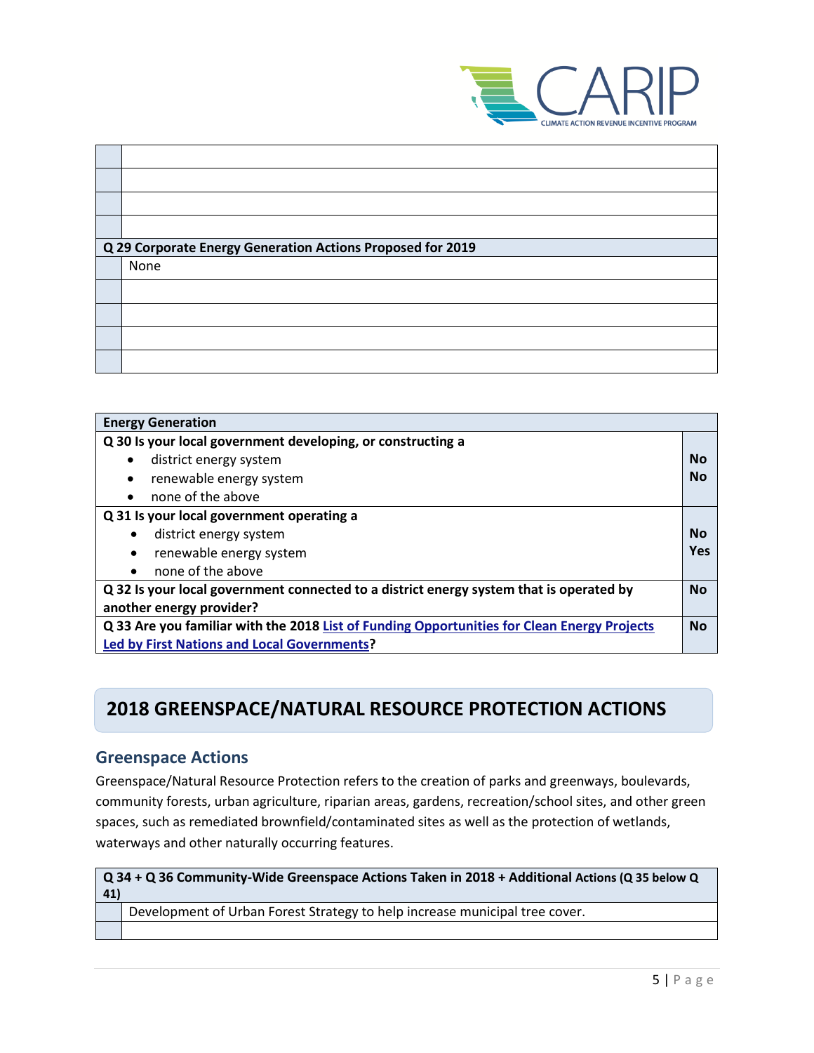| | |
|---|---|
| | |
| | |
| | |
| | |
| **Q 29 Corporate Energy Generation Actions Proposed for 2019** | |
| | None |
| | |
| | |
| | |
| | |

| **Energy Generation** | |
|---|---|
| **Q 30 Is your local government developing, or constructing a**<br>• district energy system<br>• renewable energy system<br>• none of the above | <br>**No**<br>**No** |
| **Q 31 Is your local government operating a**<br>• district energy system<br>• renewable energy system<br>• none of the above | <br>**No**<br>**Yes** |
| **Q 32 Is your local government connected to a district energy system that is operated by another energy provider?** | **No** |
| **Q 33 Are you familiar with the 2018 [List of Funding Opportunities for Clean Energy Projects Led by First Nations and Local Governments]?** | **No** |

## 2018 GREENSPACE/NATURAL RESOURCE PROTECTION ACTIONS

### Greenspace Actions

Greenspace/Natural Resource Protection refers to the creation of parks and greenways, boulevards, community forests, urban agriculture, riparian areas, gardens, recreation/school sites, and other green spaces, such as remediated brownfield/contaminated sites as well as the protection of wetlands, waterways and other naturally occurring features.

| **Q 34 + Q 36 Community-Wide Greenspace Actions Taken in 2018 + Additional Actions (Q 35 below Q 41)** | |
|---|---|
| | Development of Urban Forest Strategy to help increase municipal tree cover. |
| | |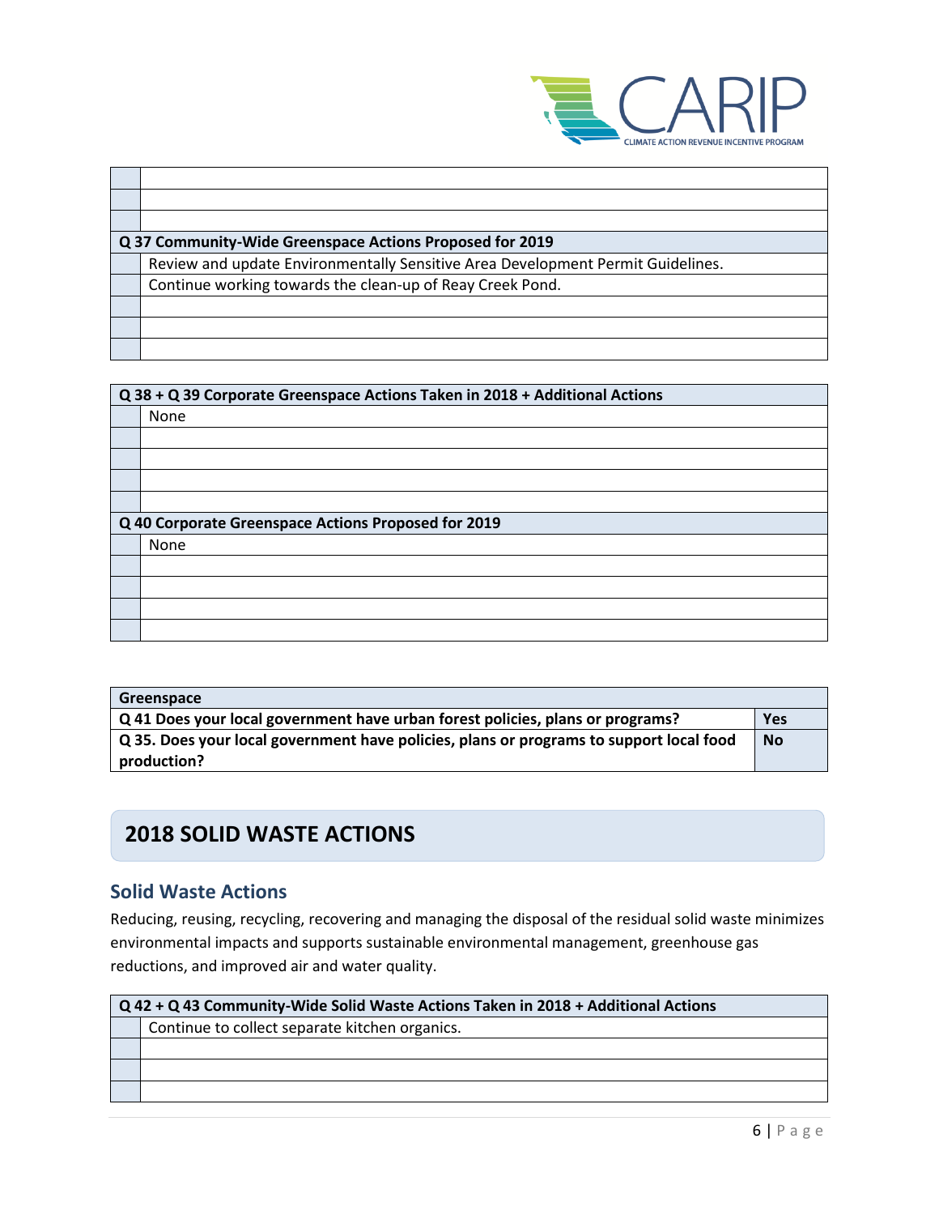| | |
|---|---|
| | |
| | |
| | |

| **Q 37 Community-Wide Greenspace Actions Proposed for 2019** | |
|---|---|
| | Review and update Environmentally Sensitive Area Development Permit Guidelines. |
| | Continue working towards the clean-up of Reay Creek Pond. |
| | |
| | |
| | |

| **Q 38 + Q 39 Corporate Greenspace Actions Taken in 2018 + Additional Actions** | |
|---|---|
| | None |
| | |
| | |
| | |
| | |

| **Q 40 Corporate Greenspace Actions Proposed for 2019** | |
|---|---|
| | None |
| | |
| | |
| | |
| | |

| **Greenspace** | |
|---|---|
| **Q 41 Does your local government have urban forest policies, plans or programs?** | **Yes** |
| **Q 35. Does your local government have policies, plans or programs to support local food production?** | **No** |

## 2018 SOLID WASTE ACTIONS

### Solid Waste Actions

Reducing, reusing, recycling, recovering and managing the disposal of the residual solid waste minimizes environmental impacts and supports sustainable environmental management, greenhouse gas reductions, and improved air and water quality.

| **Q 42 + Q 43 Community-Wide Solid Waste Actions Taken in 2018 + Additional Actions** | |
|---|---|
| | Continue to collect separate kitchen organics. |
| | |
| | |
| | |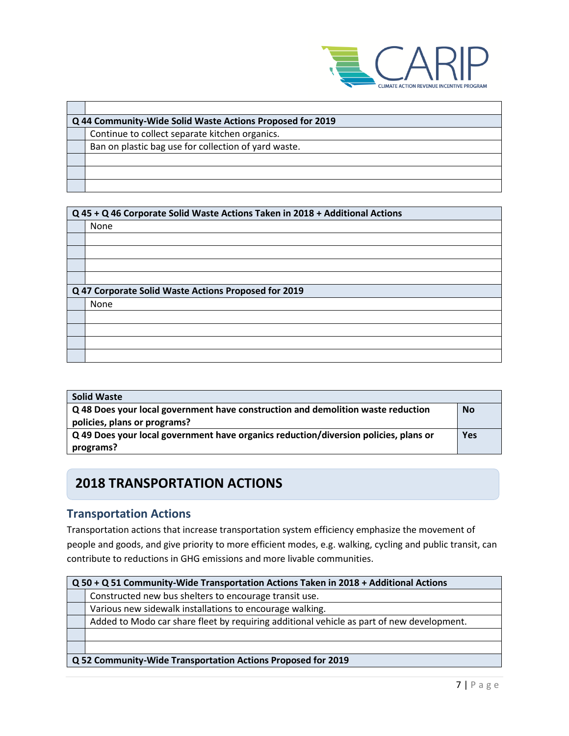| | |
|---|---|
| | |
| **Q 44 Community-Wide Solid Waste Actions Proposed for 2019** | |
| | Continue to collect separate kitchen organics. |
| | Ban on plastic bag use for collection of yard waste. |
| | |
| | |
| | |

| **Q 45 + Q 46 Corporate Solid Waste Actions Taken in 2018 + Additional Actions** | |
|---|---|
| | None |
| | |
| | |
| | |
| | |
| **Q 47 Corporate Solid Waste Actions Proposed for 2019** | |
| | None |
| | |
| | |
| | |
| | |

| **Solid Waste** | |
|---|---|
| **Q 48 Does your local government have construction and demolition waste reduction policies, plans or programs?** | **No** |
| **Q 49 Does your local government have organics reduction/diversion policies, plans or programs?** | **Yes** |

## 2018 TRANSPORTATION ACTIONS

### Transportation Actions

Transportation actions that increase transportation system efficiency emphasize the movement of people and goods, and give priority to more efficient modes, e.g. walking, cycling and public transit, can contribute to reductions in GHG emissions and more livable communities.

| **Q 50 + Q 51 Community-Wide Transportation Actions Taken in 2018 + Additional Actions** | |
|---|---|
| | Constructed new bus shelters to encourage transit use. |
| | Various new sidewalk installations to encourage walking. |
| | Added to Modo car share fleet by requiring additional vehicle as part of new development. |
| | |
| | |
| **Q 52 Community-Wide Transportation Actions Proposed for 2019** | |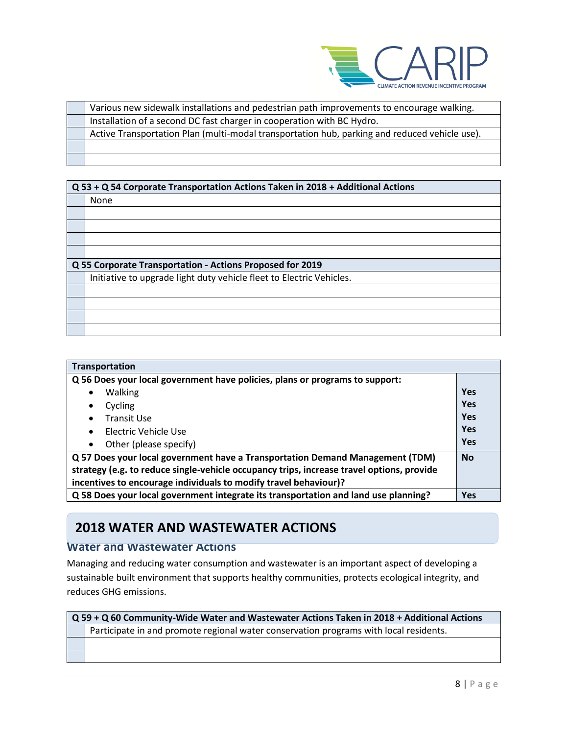| | |
|---|---|
| | Various new sidewalk installations and pedestrian path improvements to encourage walking. |
| | Installation of a second DC fast charger in cooperation with BC Hydro. |
| | Active Transportation Plan (multi-modal transportation hub, parking and reduced vehicle use). |
| | |
| | |

| **Q 53 + Q 54 Corporate Transportation Actions Taken in 2018 + Additional Actions** | |
|---|---|
| | None |
| | |
| | |
| | |
| | |
| **Q 55 Corporate Transportation - Actions Proposed for 2019** | |
| | Initiative to upgrade light duty vehicle fleet to Electric Vehicles. |
| | |
| | |
| | |
| | |

| **Transportation** | |
|---|---|
| **Q 56 Does your local government have policies, plans or programs to support:** | |
| • Walking | **Yes** |
| • Cycling | **Yes** |
| • Transit Use | **Yes** |
| • Electric Vehicle Use | **Yes** |
| • Other (please specify) | **Yes** |
| **Q 57 Does your local government have a Transportation Demand Management (TDM) strategy (e.g. to reduce single-vehicle occupancy trips, increase travel options, provide incentives to encourage individuals to modify travel behaviour)?** | **No** |
| **Q 58 Does your local government integrate its transportation and land use planning?** | **Yes** |

## 2018 WATER AND WASTEWATER ACTIONS

### Water and Wastewater Actions

Managing and reducing water consumption and wastewater is an important aspect of developing a sustainable built environment that supports healthy communities, protects ecological integrity, and reduces GHG emissions.

| **Q 59 + Q 60 Community-Wide Water and Wastewater Actions Taken in 2018 + Additional Actions** | |
|---|---|
| | Participate in and promote regional water conservation programs with local residents. |
| | |
| | |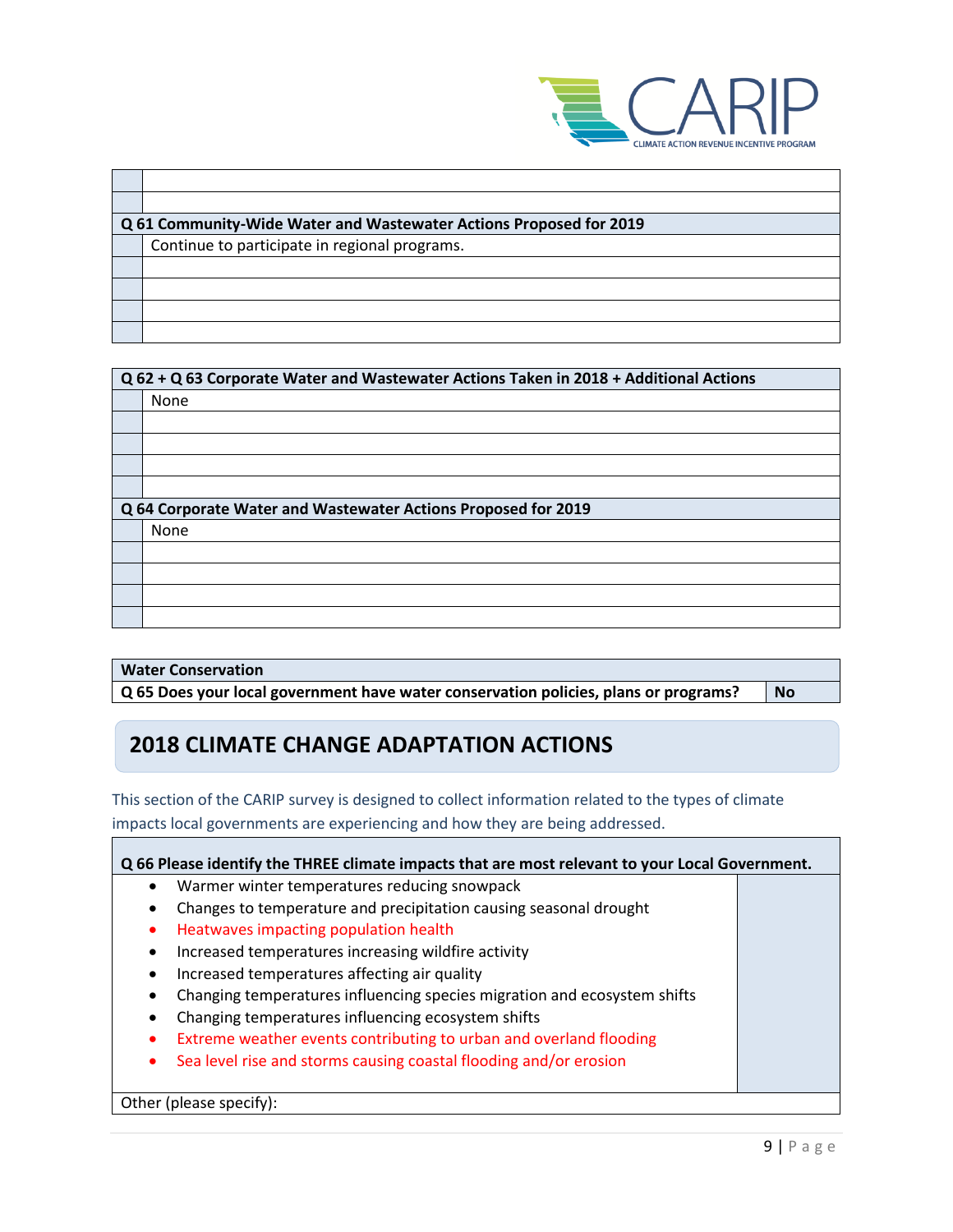| | |
|---|---|
| | |
| | |

| Q 61 Community-Wide Water and Wastewater Actions Proposed for 2019 | |
|---|---|
| | Continue to participate in regional programs. |
| | |
| | |
| | |
| | |

| Q 62 + Q 63 Corporate Water and Wastewater Actions Taken in 2018 + Additional Actions | |
|---|---|
| | None |
| | |
| | |
| | |
| | |
| **Q 64 Corporate Water and Wastewater Actions Proposed for 2019** | |
| | None |
| | |
| | |
| | |
| | |

| Water Conservation | |
|---|---|
| **Q 65 Does your local government have water conservation policies, plans or programs?** | **No** |

## 2018 CLIMATE CHANGE ADAPTATION ACTIONS

This section of the CARIP survey is designed to collect information related to the types of climate impacts local governments are experiencing and how they are being addressed.

**Q 66 Please identify the THREE climate impacts that are most relevant to your Local Government.**

- Warmer winter temperatures reducing snowpack
- Changes to temperature and precipitation causing seasonal drought
- Heatwaves impacting population health
- Increased temperatures increasing wildfire activity
- Increased temperatures affecting air quality
- Changing temperatures influencing species migration and ecosystem shifts
- Changing temperatures influencing ecosystem shifts
- Extreme weather events contributing to urban and overland flooding
- Sea level rise and storms causing coastal flooding and/or erosion

Other (please specify):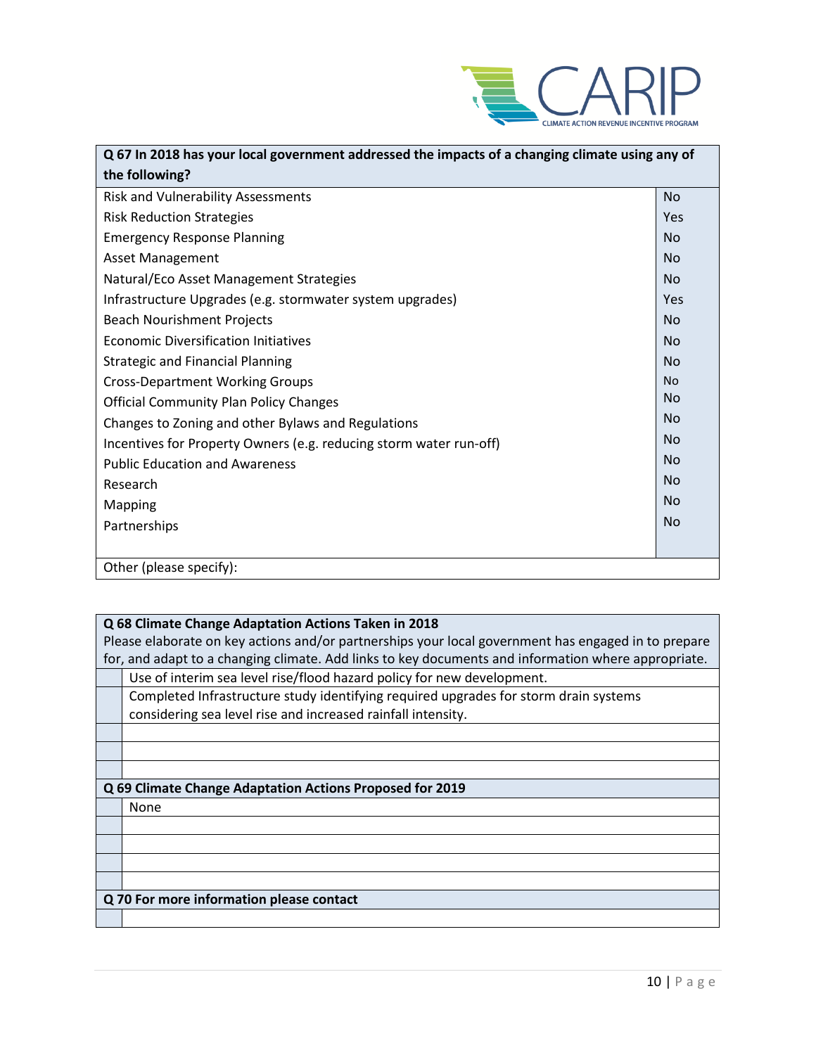| Q 67 In 2018 has your local government addressed the impacts of a changing climate using any of the following? | |
|---|---|
| Risk and Vulnerability Assessments | No |
| Risk Reduction Strategies | Yes |
| Emergency Response Planning | No |
| Asset Management | No |
| Natural/Eco Asset Management Strategies | No |
| Infrastructure Upgrades (e.g. stormwater system upgrades) | Yes |
| Beach Nourishment Projects | No |
| Economic Diversification Initiatives | No |
| Strategic and Financial Planning | No |
| Cross-Department Working Groups | No |
| Official Community Plan Policy Changes | No |
| Changes to Zoning and other Bylaws and Regulations | No |
| Incentives for Property Owners (e.g. reducing storm water run-off) | No |
| Public Education and Awareness | No |
| Research | No |
| Mapping | No |
| Partnerships | No |
| Other (please specify): | |

| Q 68 Climate Change Adaptation Actions Taken in 2018<br>Please elaborate on key actions and/or partnerships your local government has engaged in to prepare for, and adapt to a changing climate. Add links to key documents and information where appropriate. | |
|---|---|
| | Use of interim sea level rise/flood hazard policy for new development. |
| | Completed Infrastructure study identifying required upgrades for storm drain systems considering sea level rise and increased rainfall intensity. |
| | |
| | |
| | |

| Q 69 Climate Change Adaptation Actions Proposed for 2019 | |
|---|---|
| | None |
| | |
| | |
| | |
| | |

| Q 70 For more information please contact | |
|---|---|
| | |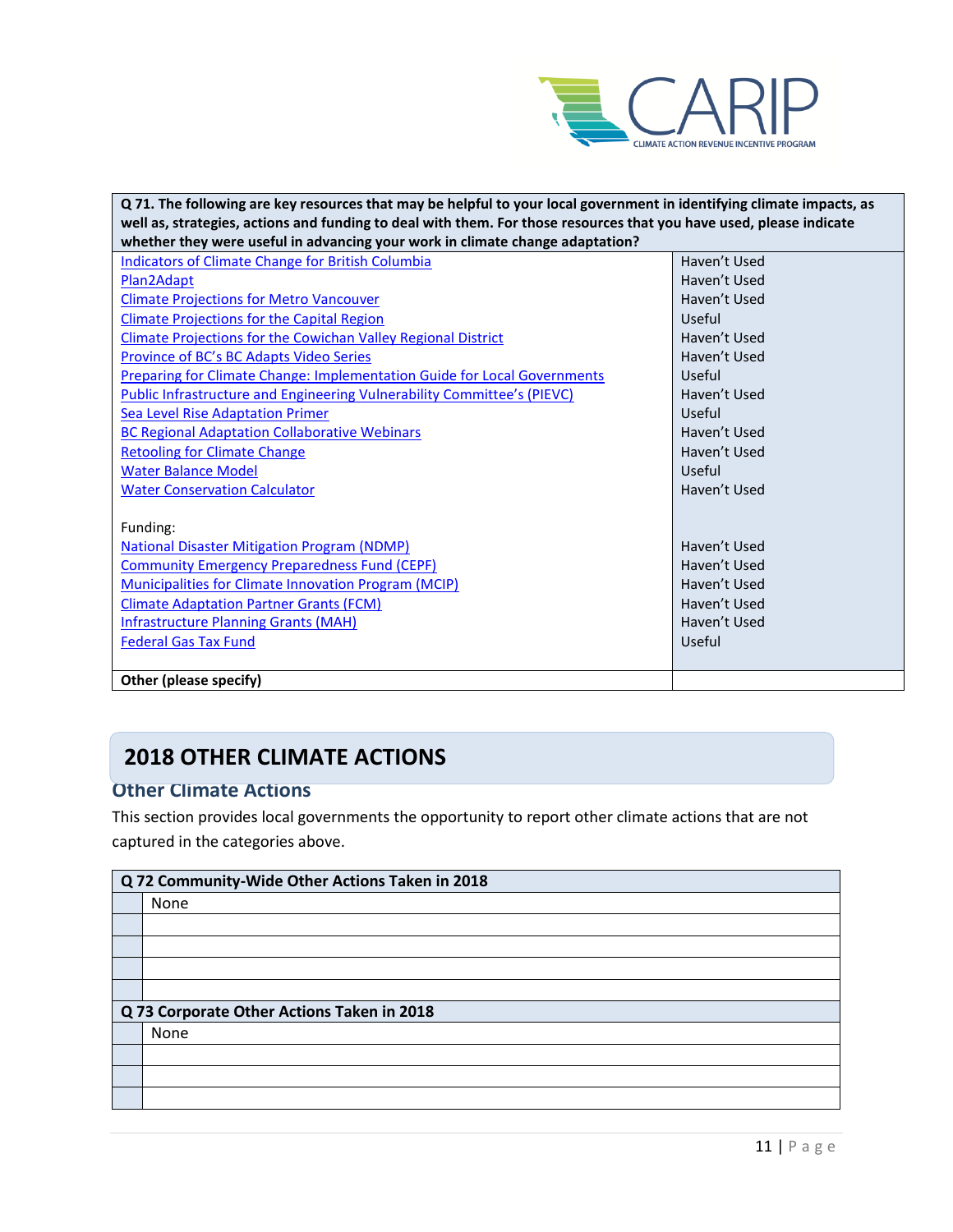| Q 71. The following are key resources that may be helpful to your local government in identifying climate impacts, as well as, strategies, actions and funding to deal with them. For those resources that you have used, please indicate whether they were useful in advancing your work in climate change adaptation? | |
|---|---|
| Indicators of Climate Change for British Columbia | Haven't Used |
| Plan2Adapt | Haven't Used |
| Climate Projections for Metro Vancouver | Haven't Used |
| Climate Projections for the Capital Region | Useful |
| Climate Projections for the Cowichan Valley Regional District | Haven't Used |
| Province of BC's BC Adapts Video Series | Haven't Used |
| Preparing for Climate Change: Implementation Guide for Local Governments | Useful |
| Public Infrastructure and Engineering Vulnerability Committee's (PIEVC) | Haven't Used |
| Sea Level Rise Adaptation Primer | Useful |
| BC Regional Adaptation Collaborative Webinars | Haven't Used |
| Retooling for Climate Change | Haven't Used |
| Water Balance Model | Useful |
| Water Conservation Calculator | Haven't Used |
| Funding: | |
| National Disaster Mitigation Program (NDMP) | Haven't Used |
| Community Emergency Preparedness Fund (CEPF) | Haven't Used |
| Municipalities for Climate Innovation Program (MCIP) | Haven't Used |
| Climate Adaptation Partner Grants (FCM) | Haven't Used |
| Infrastructure Planning Grants (MAH) | Haven't Used |
| Federal Gas Tax Fund | Useful |
| **Other (please specify)** | |

# 2018 OTHER CLIMATE ACTIONS

## Other Climate Actions

This section provides local governments the opportunity to report other climate actions that are not captured in the categories above.

| | **Q 72 Community-Wide Other Actions Taken in 2018** |
|---|---|
| | None |
| | |
| | |
| | |
| | |

| | **Q 73 Corporate Other Actions Taken in 2018** |
|---|---|
| | None |
| | |
| | |
| | |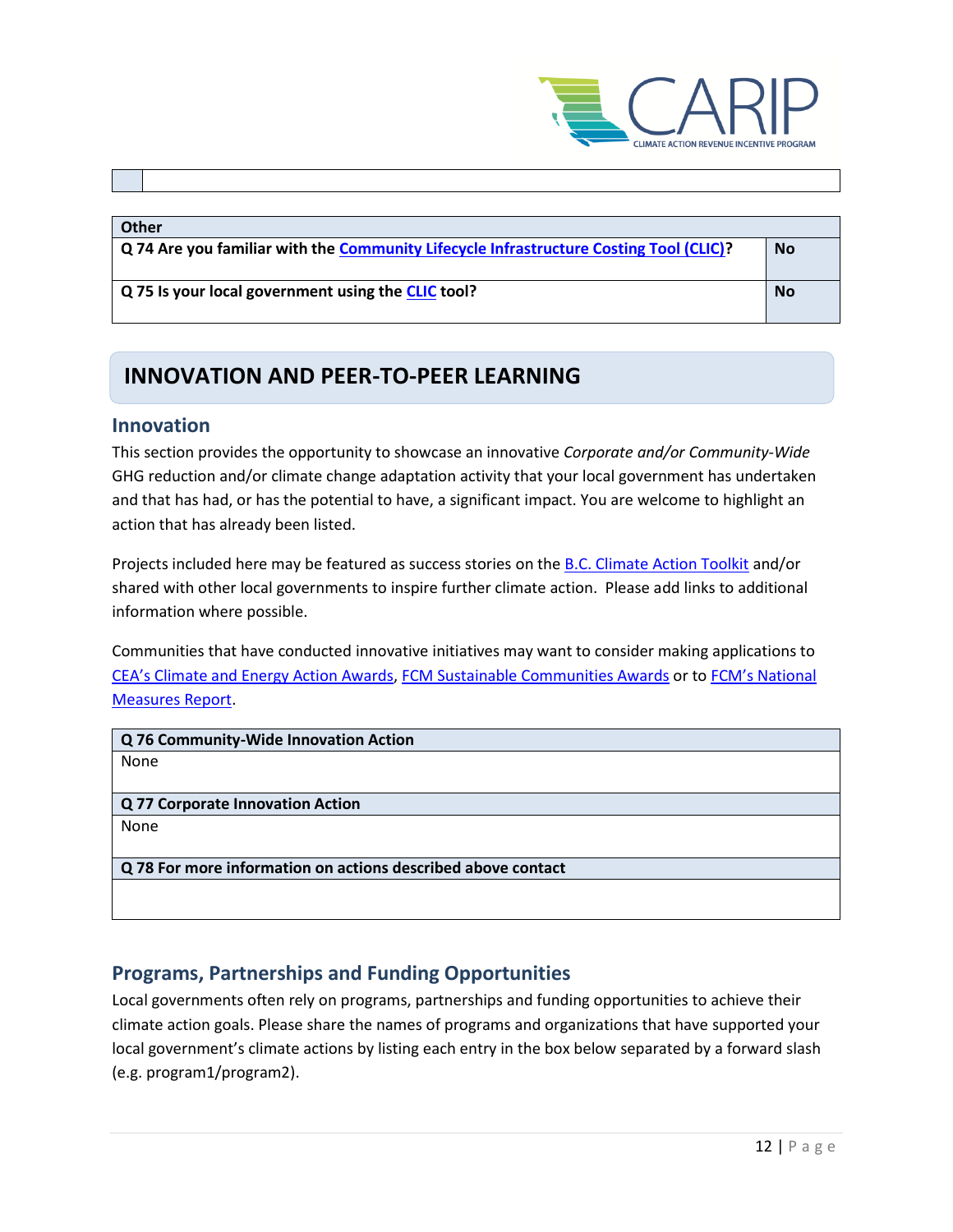| | |
|---|---|
| | |

| Other | |
|---|---|
| **Q 74 Are you familiar with the Community Lifecycle Infrastructure Costing Tool (CLIC)?** | **No** |
| **Q 75 Is your local government using the CLIC tool?** | **No** |

# INNOVATION AND PEER-TO-PEER LEARNING

## Innovation

This section provides the opportunity to showcase an innovative *Corporate and/or Community-Wide* GHG reduction and/or climate change adaptation activity that your local government has undertaken and that has had, or has the potential to have, a significant impact. You are welcome to highlight an action that has already been listed.

Projects included here may be featured as success stories on the B.C. Climate Action Toolkit and/or shared with other local governments to inspire further climate action. Please add links to additional information where possible.

Communities that have conducted innovative initiatives may want to consider making applications to CEA's Climate and Energy Action Awards, FCM Sustainable Communities Awards or to FCM's National Measures Report.

| Q 76 Community-Wide Innovation Action |
|---|
| None |

| Q 77 Corporate Innovation Action |
|---|
| None |

| Q 78 For more information on actions described above contact |
|---|
| |

## Programs, Partnerships and Funding Opportunities

Local governments often rely on programs, partnerships and funding opportunities to achieve their climate action goals. Please share the names of programs and organizations that have supported your local government's climate actions by listing each entry in the box below separated by a forward slash (e.g. program1/program2).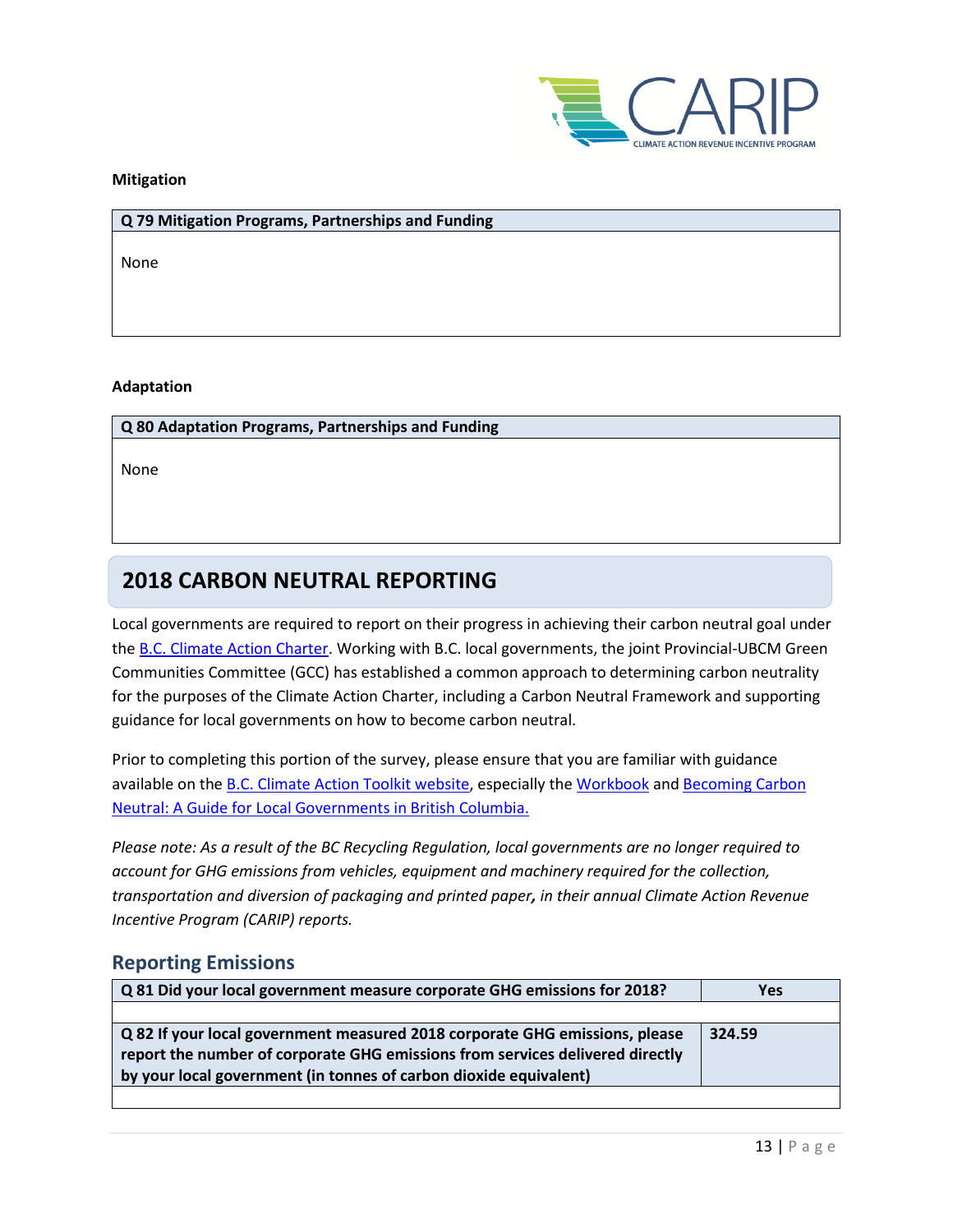**Mitigation**

| Q 79 Mitigation Programs, Partnerships and Funding |
|---|
| None |

**Adaptation**

| Q 80 Adaptation Programs, Partnerships and Funding |
|---|
| None |

## 2018 CARBON NEUTRAL REPORTING

Local governments are required to report on their progress in achieving their carbon neutral goal under the B.C. Climate Action Charter. Working with B.C. local governments, the joint Provincial-UBCM Green Communities Committee (GCC) has established a common approach to determining carbon neutrality for the purposes of the Climate Action Charter, including a Carbon Neutral Framework and supporting guidance for local governments on how to become carbon neutral.

Prior to completing this portion of the survey, please ensure that you are familiar with guidance available on the B.C. Climate Action Toolkit website, especially the Workbook and Becoming Carbon Neutral: A Guide for Local Governments in British Columbia.

*Please note: As a result of the BC Recycling Regulation, local governments are no longer required to account for GHG emissions from vehicles, equipment and machinery required for the collection, transportation and diversion of packaging and printed paper, in their annual Climate Action Revenue Incentive Program (CARIP) reports.*

### Reporting Emissions

| Question | Response |
|---|---|
| **Q 81 Did your local government measure corporate GHG emissions for 2018?** | **Yes** |
| **Q 82 If your local government measured 2018 corporate GHG emissions, please report the number of corporate GHG emissions from services delivered directly by your local government (in tonnes of carbon dioxide equivalent)** | **324.59** |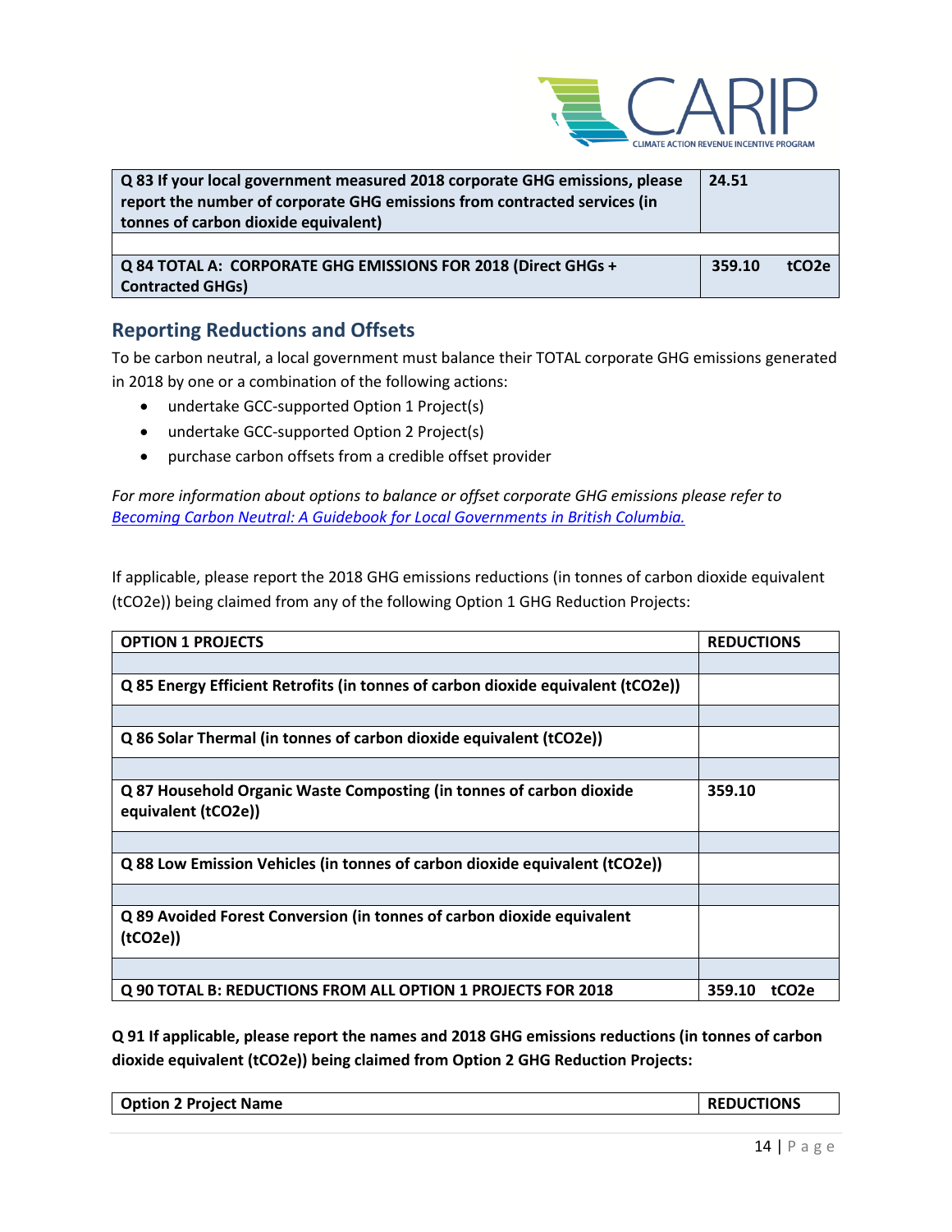| Q 83 If your local government measured 2018 corporate GHG emissions, please report the number of corporate GHG emissions from contracted services (in tonnes of carbon dioxide equivalent) | 24.51 |
|---|---|
| | |
| **Q 84 TOTAL A: CORPORATE GHG EMISSIONS FOR 2018 (Direct GHGs + Contracted GHGs)** | **359.10 tCO2e** |

## Reporting Reductions and Offsets

To be carbon neutral, a local government must balance their TOTAL corporate GHG emissions generated in 2018 by one or a combination of the following actions:

- undertake GCC-supported Option 1 Project(s)
- undertake GCC-supported Option 2 Project(s)
- purchase carbon offsets from a credible offset provider

*For more information about options to balance or offset corporate GHG emissions please refer to [Becoming Carbon Neutral: A Guidebook for Local Governments in British Columbia.]()*

If applicable, please report the 2018 GHG emissions reductions (in tonnes of carbon dioxide equivalent (tCO2e)) being claimed from any of the following Option 1 GHG Reduction Projects:

| OPTION 1 PROJECTS | REDUCTIONS |
|---|---|
| | |
| Q 85 Energy Efficient Retrofits (in tonnes of carbon dioxide equivalent (tCO2e)) | |
| | |
| Q 86 Solar Thermal (in tonnes of carbon dioxide equivalent (tCO2e)) | |
| | |
| Q 87 Household Organic Waste Composting (in tonnes of carbon dioxide equivalent (tCO2e)) | 359.10 |
| | |
| Q 88 Low Emission Vehicles (in tonnes of carbon dioxide equivalent (tCO2e)) | |
| | |
| Q 89 Avoided Forest Conversion (in tonnes of carbon dioxide equivalent (tCO2e)) | |
| | |
| Q 90 TOTAL B: REDUCTIONS FROM ALL OPTION 1 PROJECTS FOR 2018 | 359.10 tCO2e |

**Q 91 If applicable, please report the names and 2018 GHG emissions reductions (in tonnes of carbon dioxide equivalent (tCO2e)) being claimed from Option 2 GHG Reduction Projects:**

| Option 2 Project Name | REDUCTIONS |
|---|---|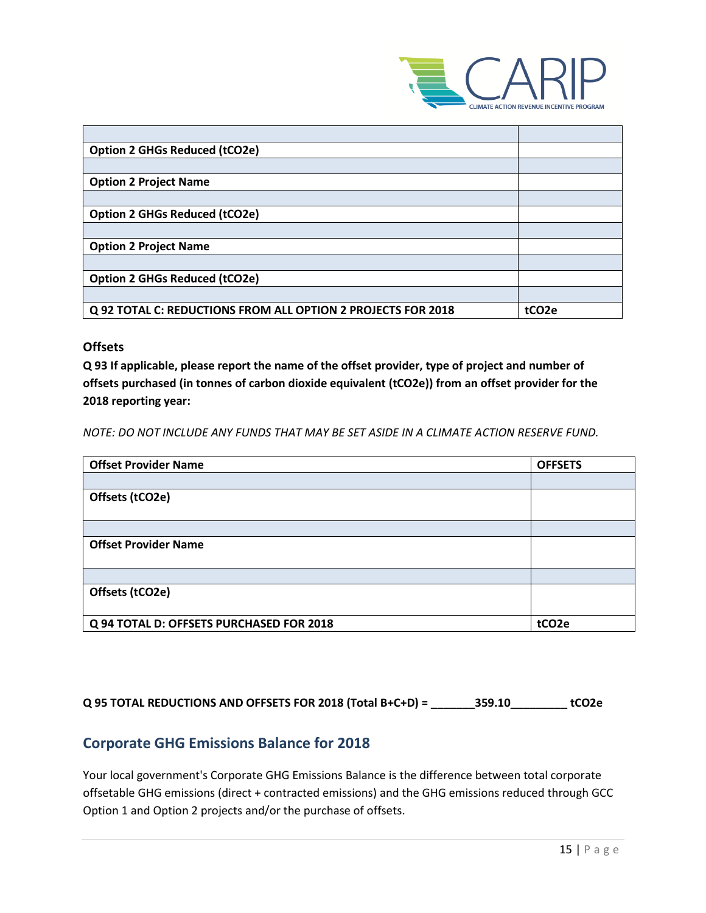| | |
|---|---|
| | |
| **Option 2 GHGs Reduced (tCO2e)** | |
| | |
| **Option 2 Project Name** | |
| | |
| **Option 2 GHGs Reduced (tCO2e)** | |
| | |
| **Option 2 Project Name** | |
| | |
| **Option 2 GHGs Reduced (tCO2e)** | |
| | |
| **Q 92 TOTAL C: REDUCTIONS FROM ALL OPTION 2 PROJECTS FOR 2018** | **tCO2e** |

**Offsets**

**Q 93 If applicable, please report the name of the offset provider, type of project and number of offsets purchased (in tonnes of carbon dioxide equivalent (tCO2e)) from an offset provider for the 2018 reporting year:**

*NOTE: DO NOT INCLUDE ANY FUNDS THAT MAY BE SET ASIDE IN A CLIMATE ACTION RESERVE FUND.*

| **Offset Provider Name** | **OFFSETS** |
|---|---|
| | |
| **Offsets (tCO2e)** | |
| | |
| **Offset Provider Name** | |
| | |
| **Offsets (tCO2e)** | |
| **Q 94 TOTAL D: OFFSETS PURCHASED FOR 2018** | **tCO2e** |

**Q 95 TOTAL REDUCTIONS AND OFFSETS FOR 2018 (Total B+C+D) = _______359.10_________ tCO2e**

## Corporate GHG Emissions Balance for 2018

Your local government's Corporate GHG Emissions Balance is the difference between total corporate offsetable GHG emissions (direct + contracted emissions) and the GHG emissions reduced through GCC Option 1 and Option 2 projects and/or the purchase of offsets.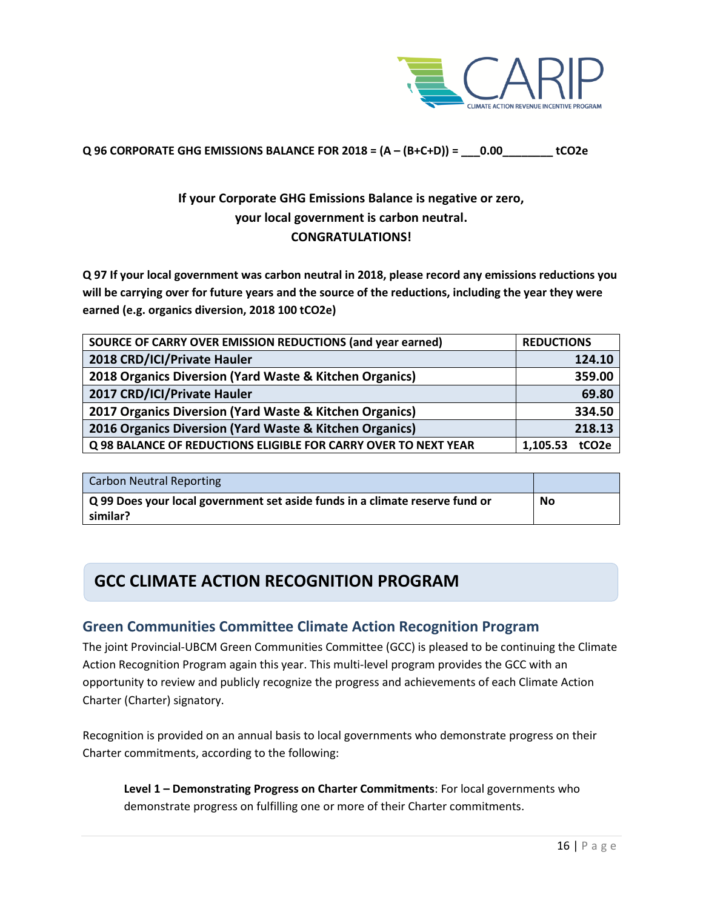**Q 96 CORPORATE GHG EMISSIONS BALANCE FOR 2018 = (A – (B+C+D)) = ___0.00________ tCO2e**

**If your Corporate GHG Emissions Balance is negative or zero,**
**your local government is carbon neutral.**
**CONGRATULATIONS!**

**Q 97 If your local government was carbon neutral in 2018, please record any emissions reductions you will be carrying over for future years and the source of the reductions, including the year they were earned (e.g. organics diversion, 2018 100 tCO2e)**

| SOURCE OF CARRY OVER EMISSION REDUCTIONS (and year earned) | REDUCTIONS |
|---|---|
| 2018 CRD/ICI/Private Hauler | 124.10 |
| 2018 Organics Diversion (Yard Waste & Kitchen Organics) | 359.00 |
| 2017 CRD/ICI/Private Hauler | 69.80 |
| 2017 Organics Diversion (Yard Waste & Kitchen Organics) | 334.50 |
| 2016 Organics Diversion (Yard Waste & Kitchen Organics) | 218.13 |
| **Q 98 BALANCE OF REDUCTIONS ELIGIBLE FOR CARRY OVER TO NEXT YEAR** | **1,105.53 tCO2e** |

| Carbon Neutral Reporting | |
|---|---|
| **Q 99 Does your local government set aside funds in a climate reserve fund or similar?** | **No** |

# GCC CLIMATE ACTION RECOGNITION PROGRAM

## Green Communities Committee Climate Action Recognition Program

The joint Provincial-UBCM Green Communities Committee (GCC) is pleased to be continuing the Climate Action Recognition Program again this year. This multi-level program provides the GCC with an opportunity to review and publicly recognize the progress and achievements of each Climate Action Charter (Charter) signatory.

Recognition is provided on an annual basis to local governments who demonstrate progress on their Charter commitments, according to the following:

**Level 1 – Demonstrating Progress on Charter Commitments**: For local governments who demonstrate progress on fulfilling one or more of their Charter commitments.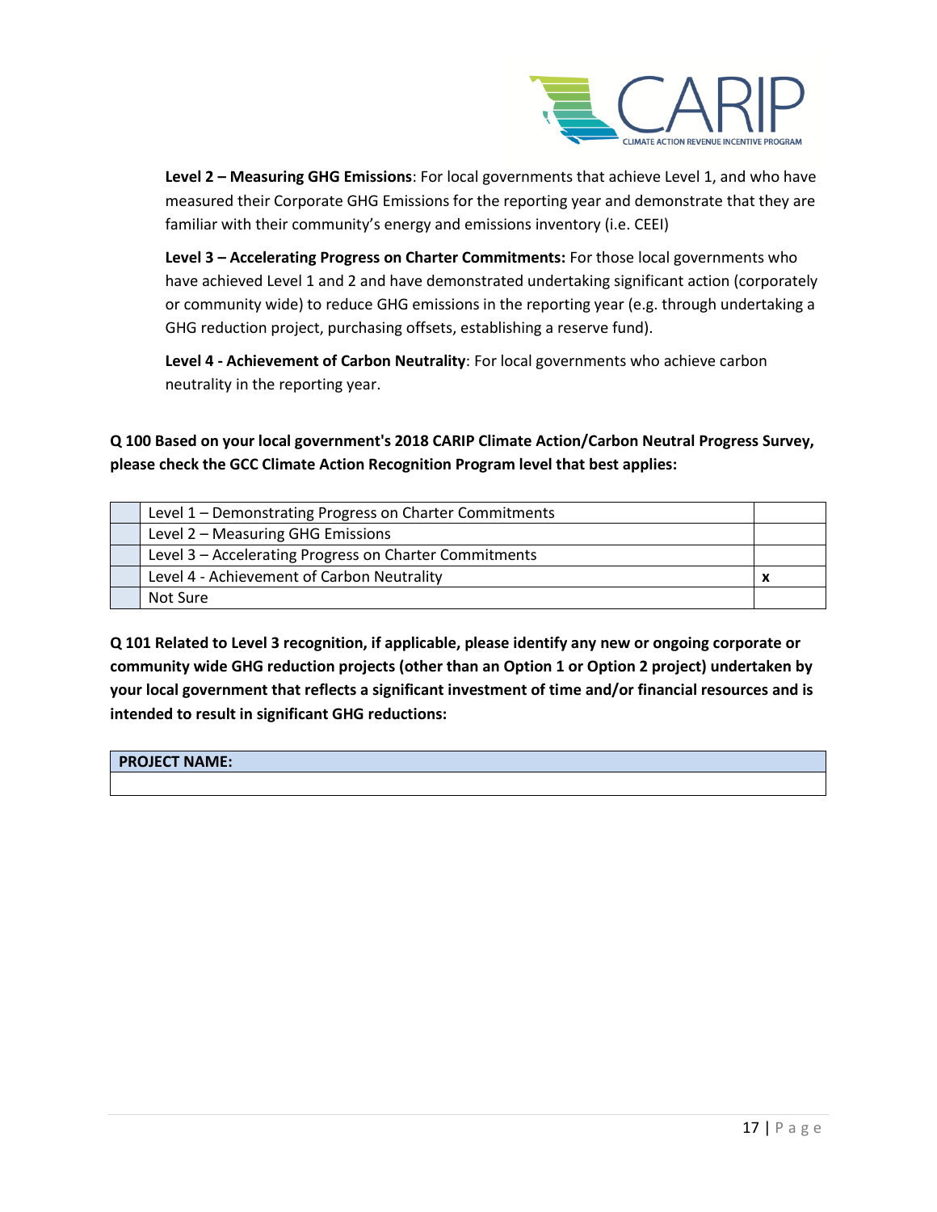**Level 2 – Measuring GHG Emissions**: For local governments that achieve Level 1, and who have measured their Corporate GHG Emissions for the reporting year and demonstrate that they are familiar with their community's energy and emissions inventory (i.e. CEEI)

**Level 3 – Accelerating Progress on Charter Commitments:** For those local governments who have achieved Level 1 and 2 and have demonstrated undertaking significant action (corporately or community wide) to reduce GHG emissions in the reporting year (e.g. through undertaking a GHG reduction project, purchasing offsets, establishing a reserve fund).

**Level 4 - Achievement of Carbon Neutrality**: For local governments who achieve carbon neutrality in the reporting year.

**Q 100 Based on your local government's 2018 CARIP Climate Action/Carbon Neutral Progress Survey, please check the GCC Climate Action Recognition Program level that best applies:**

| | | |
|---|---|---|
| | Level 1 – Demonstrating Progress on Charter Commitments | |
| | Level 2 – Measuring GHG Emissions | |
| | Level 3 – Accelerating Progress on Charter Commitments | |
| | Level 4 - Achievement of Carbon Neutrality | **x** |
| | Not Sure | |

**Q 101 Related to Level 3 recognition, if applicable, please identify any new or ongoing corporate or community wide GHG reduction projects (other than an Option 1 or Option 2 project) undertaken by your local government that reflects a significant investment of time and/or financial resources and is intended to result in significant GHG reductions:**

| PROJECT NAME: |
|---|
| |